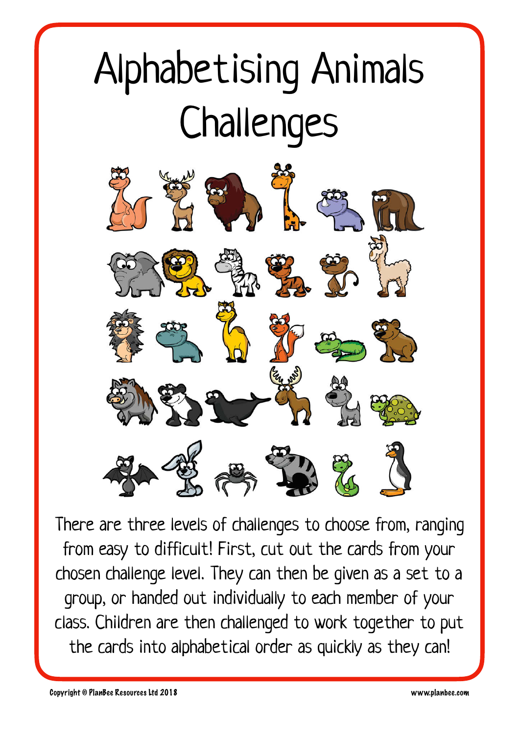# Alphabetising Animals Challenges

There are three levels of challenges to choose from, ranging from easy to difficult! First, cut out the cards from your chosen challenge level. They can then be given as a set to a group, or handed out individually to each member of your class. Children are then challenged to work together to put the cards into alphabetical order as quickly as they can!

Copyright © PlanBee Resources Ltd 2018

www.planbee.com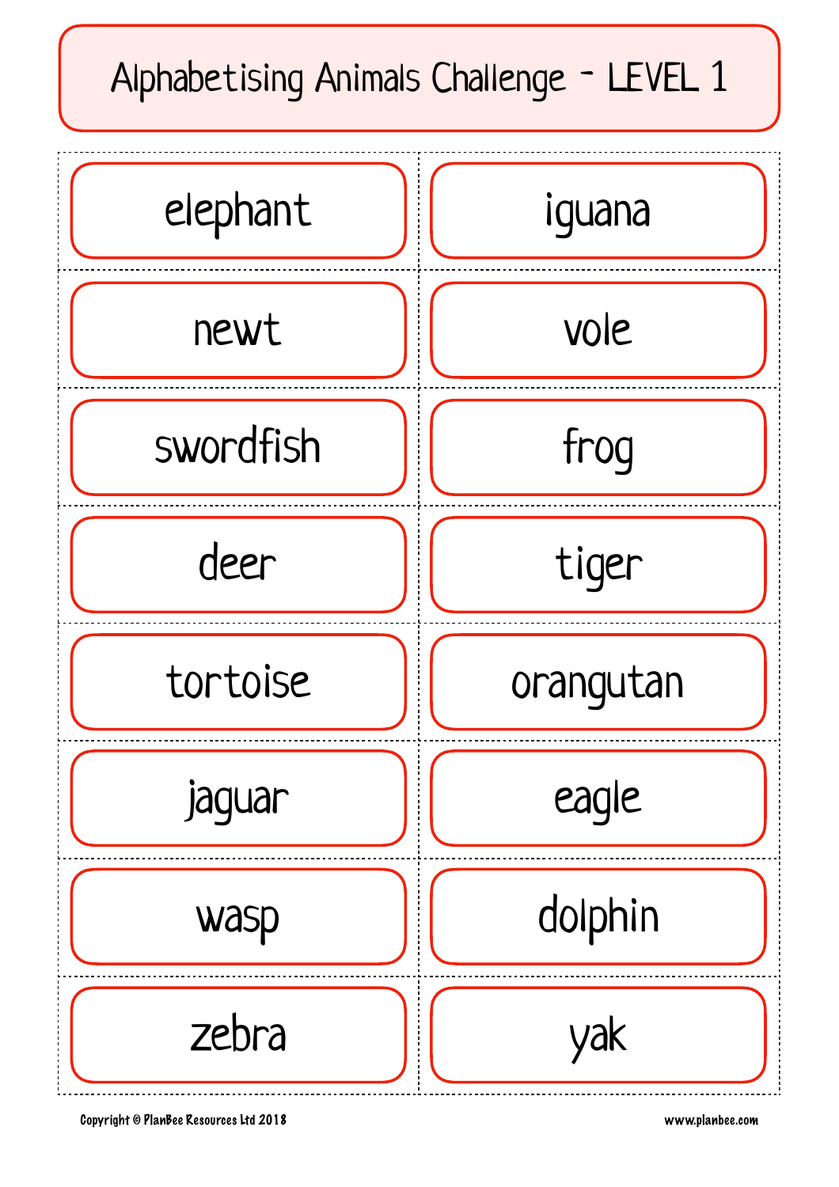# Alphabetising Animals Challenge - LEVEL 1

| | |
|---|---|
| elephant | iguana |
| newt | vole |
| swordfish | frog |
| deer | tiger |
| tortoise | orangutan |
| jaguar | eagle |
| wasp | dolphin |
| zebra | yak |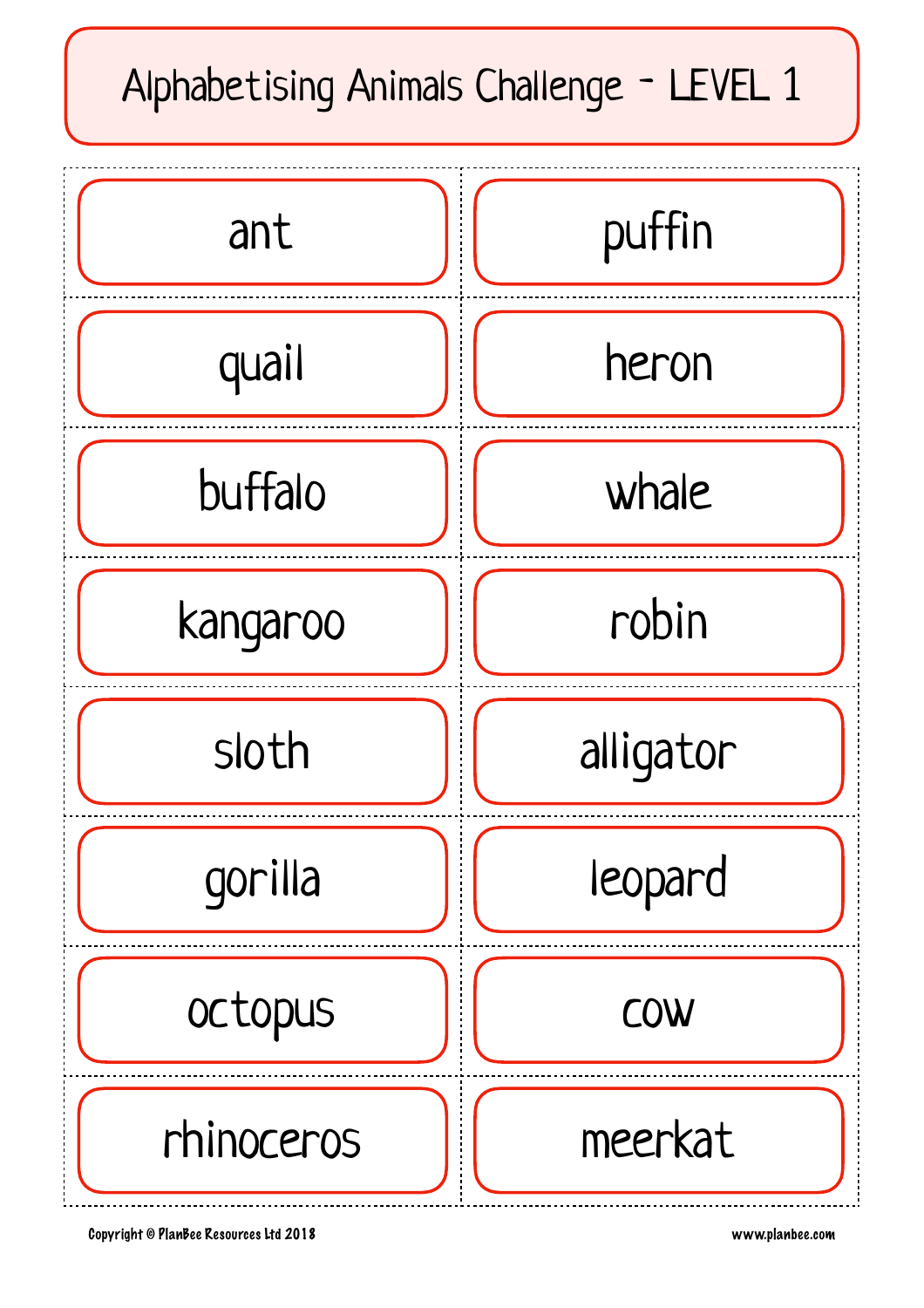# Alphabetising Animals Challenge - LEVEL 1

| | |
|---|---|
| ant | puffin |
| quail | heron |
| buffalo | whale |
| kangaroo | robin |
| sloth | alligator |
| gorilla | leopard |
| octopus | cow |
| rhinoceros | meerkat |

Copyright © PlanBee Resources Ltd 2018 www.planbee.com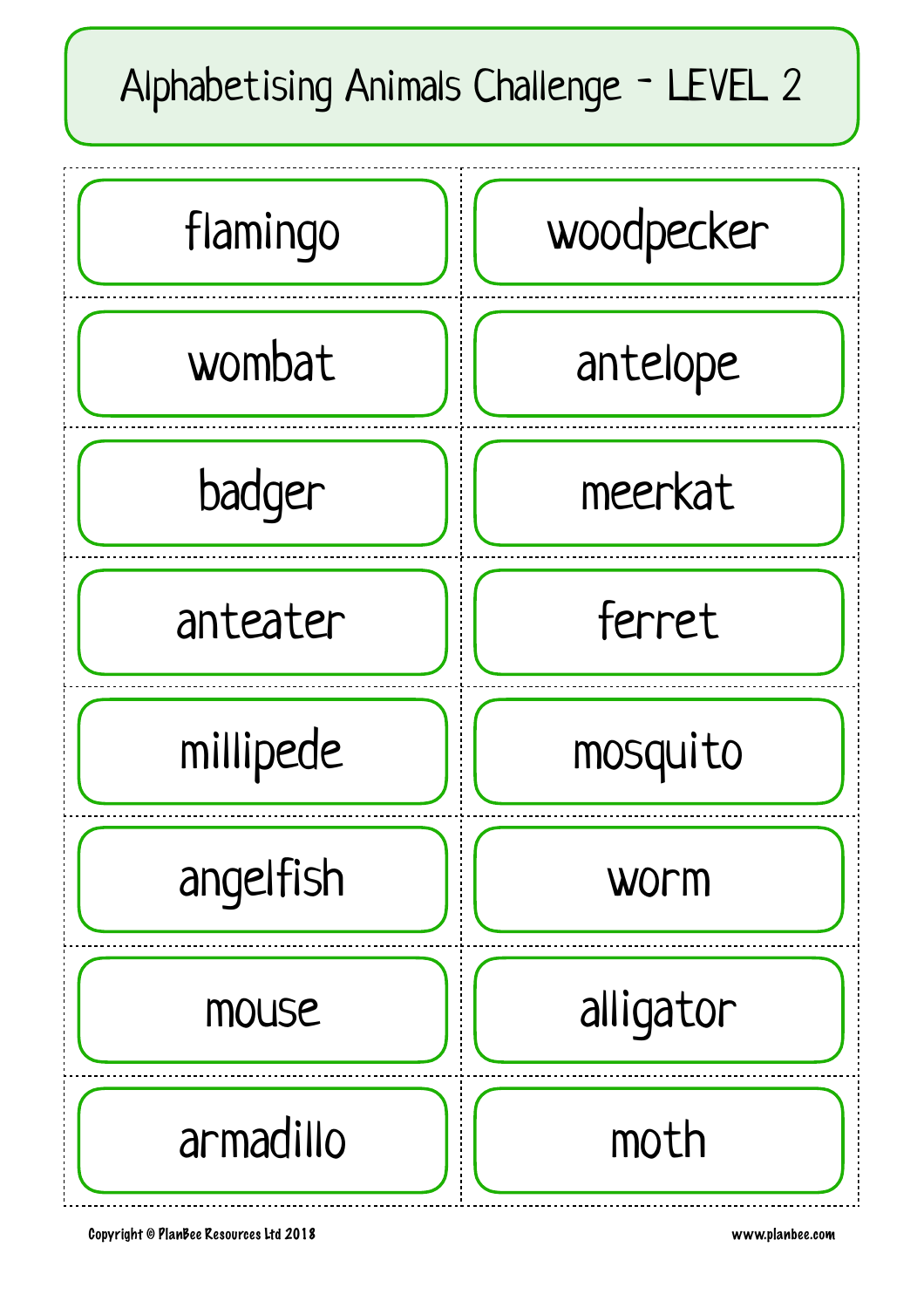# Alphabetising Animals Challenge - LEVEL 2

| | |
|---|---|
| flamingo | woodpecker |
| wombat | antelope |
| badger | meerkat |
| anteater | ferret |
| millipede | mosquito |
| angelfish | worm |
| mouse | alligator |
| armadillo | moth |

Copyright © PlanBee Resources Ltd 2018 www.planbee.com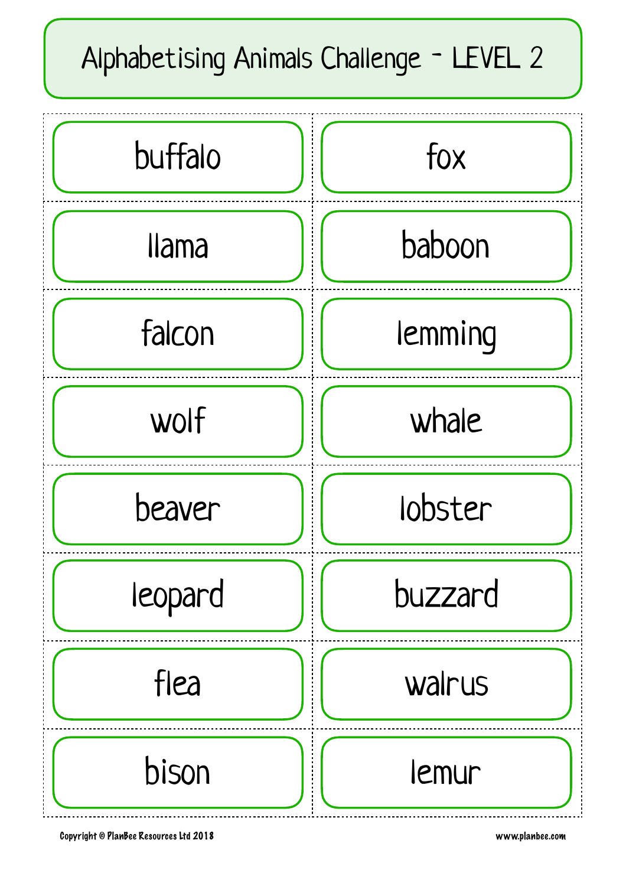# Alphabetising Animals Challenge - LEVEL 2

| | |
|---|---|
| buffalo | fox |
| llama | baboon |
| falcon | lemming |
| wolf | whale |
| beaver | lobster |
| leopard | buzzard |
| flea | walrus |
| bison | lemur |

Copyright © PlanBee Resources Ltd 2018

www.planbee.com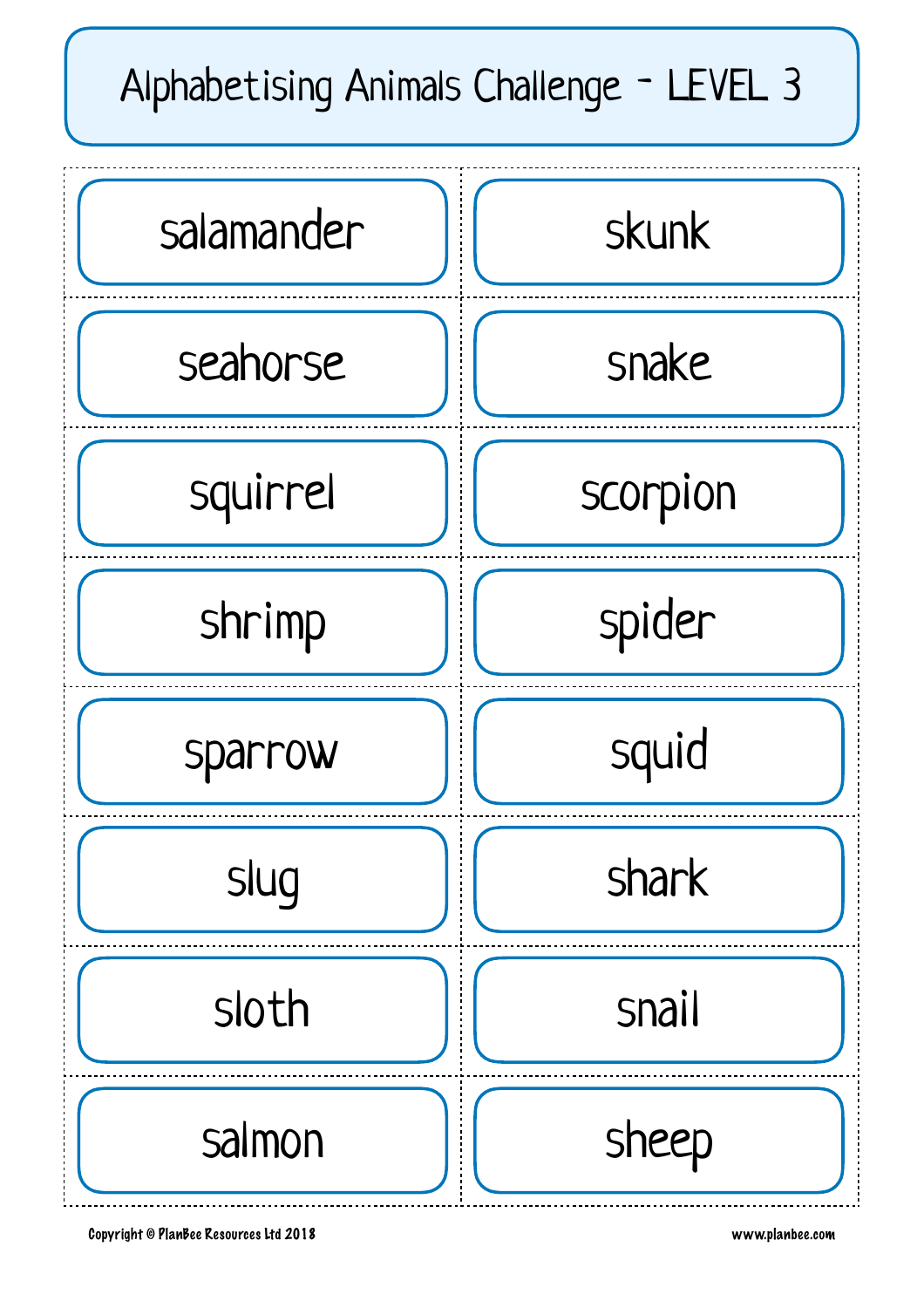# Alphabetising Animals Challenge - LEVEL 3

| | |
|---|---|
| salamander | skunk |
| seahorse | snake |
| squirrel | scorpion |
| shrimp | spider |
| sparrow | squid |
| slug | shark |
| sloth | snail |
| salmon | sheep |

Copyright © PlanBee Resources Ltd 2018

www.planbee.com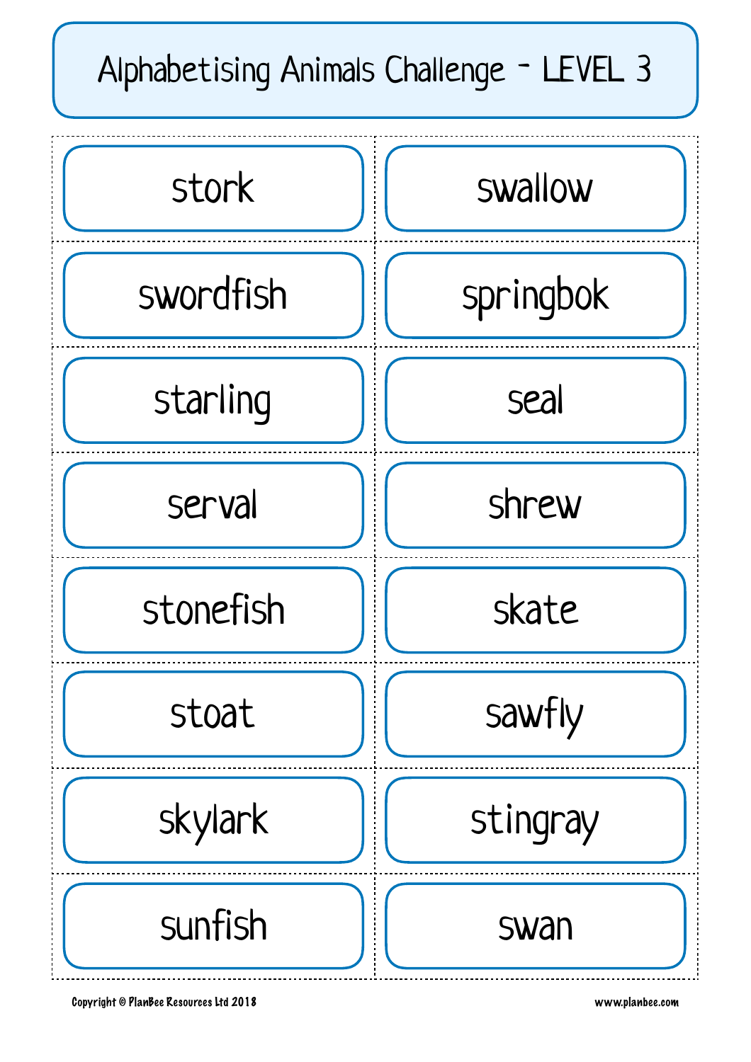# Alphabetising Animals Challenge - LEVEL 3

| | |
|---|---|
| stork | swallow |
| swordfish | springbok |
| starling | seal |
| serval | shrew |
| stonefish | skate |
| stoat | sawfly |
| skylark | stingray |
| sunfish | swan |

Copyright © PlanBee Resources Ltd 2018 www.planbee.com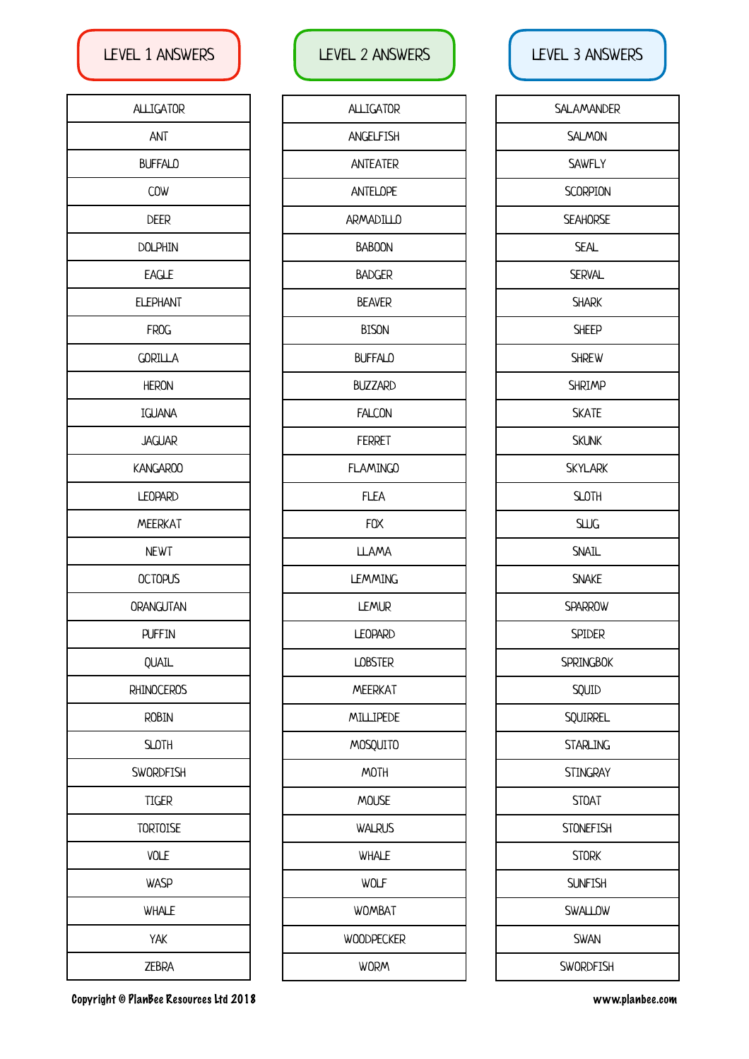| LEVEL 1 ANSWERS | LEVEL 2 ANSWERS | LEVEL 3 ANSWERS |
|---|---|---|
| ALLIGATOR | ALLIGATOR | SALAMANDER |
| ANT | ANGELFISH | SALMON |
| BUFFALO | ANTEATER | SAWFLY |
| COW | ANTELOPE | SCORPION |
| DEER | ARMADILLO | SEAHORSE |
| DOLPHIN | BABOON | SEAL |
| EAGLE | BADGER | SERVAL |
| ELEPHANT | BEAVER | SHARK |
| FROG | BISON | SHEEP |
| GORILLA | BUFFALO | SHREW |
| HERON | BUZZARD | SHRIMP |
| IGUANA | FALCON | SKATE |
| JAGUAR | FERRET | SKUNK |
| KANGAROO | FLAMINGO | SKYLARK |
| LEOPARD | FLEA | SLOTH |
| MEERKAT | FOX | SLUG |
| NEWT | LLAMA | SNAIL |
| OCTOPUS | LEMMING | SNAKE |
| ORANGUTAN | LEMUR | SPARROW |
| PUFFIN | LEOPARD | SPIDER |
| QUAIL | LOBSTER | SPRINGBOK |
| RHINOCEROS | MEERKAT | SQUID |
| ROBIN | MILLIPEDE | SQUIRREL |
| SLOTH | MOSQUITO | STARLING |
| SWORDFISH | MOTH | STINGRAY |
| TIGER | MOUSE | STOAT |
| TORTOISE | WALRUS | STONEFISH |
| VOLE | WHALE | STORK |
| WASP | WOLF | SUNFISH |
| WHALE | WOMBAT | SWALLOW |
| YAK | WOODPECKER | SWAN |
| ZEBRA | WORM | SWORDFISH |

Copyright © PlanBee Resources Ltd 2018

www.planbee.com